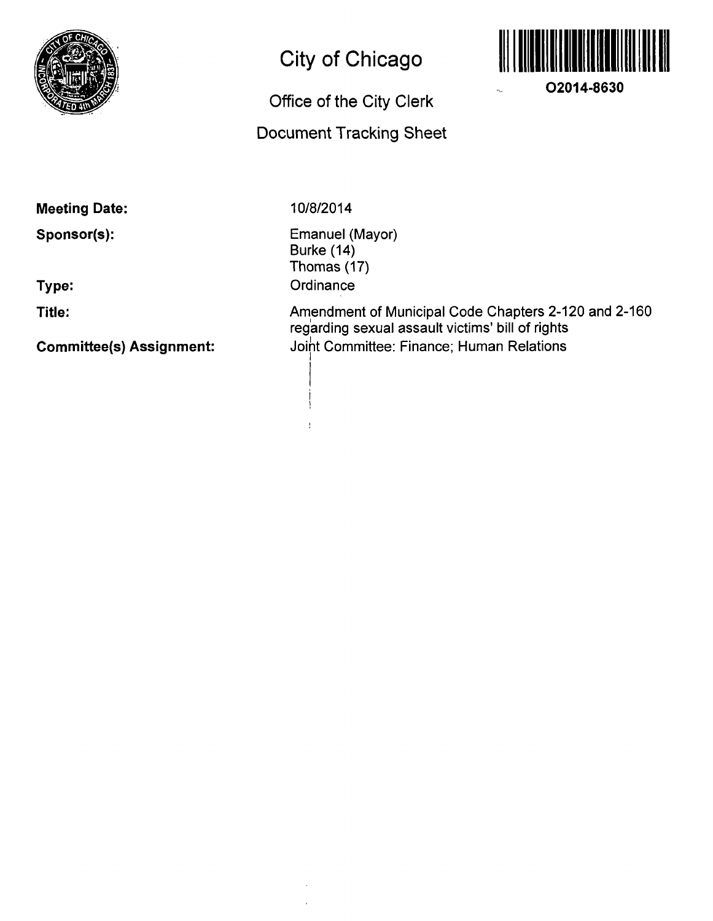# City of Chicago

## Office of the City Clerk

## Document Tracking Sheet

O2014-8630

**Meeting Date:** 10/8/2014

**Sponsor(s):** Emanuel (Mayor)
Burke (14)
Thomas (17)

**Type:** Ordinance

**Title:** Amendment of Municipal Code Chapters 2-120 and 2-160 regarding sexual assault victims' bill of rights

**Committee(s) Assignment:** Joint Committee: Finance; Human Relations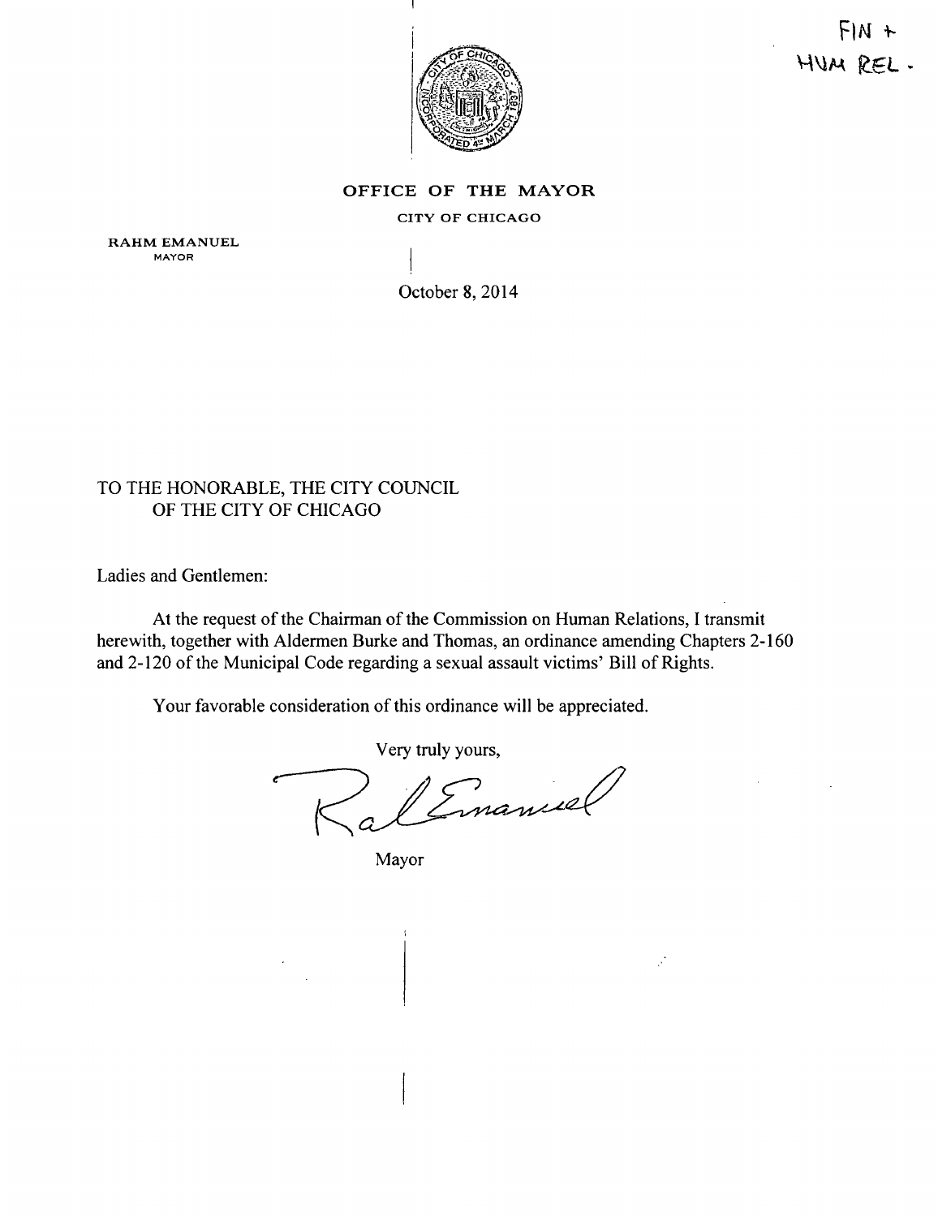FIN + HUM REL.

**OFFICE OF THE MAYOR**

CITY OF CHICAGO

RAHM EMANUEL
MAYOR

October 8, 2014

TO THE HONORABLE, THE CITY COUNCIL
OF THE CITY OF CHICAGO

Ladies and Gentlemen:

At the request of the Chairman of the Commission on Human Relations, I transmit herewith, together with Aldermen Burke and Thomas, an ordinance amending Chapters 2-160 and 2-120 of the Municipal Code regarding a sexual assault victims' Bill of Rights.

Your favorable consideration of this ordinance will be appreciated.

Very truly yours,

Rahm Emanuel

Mayor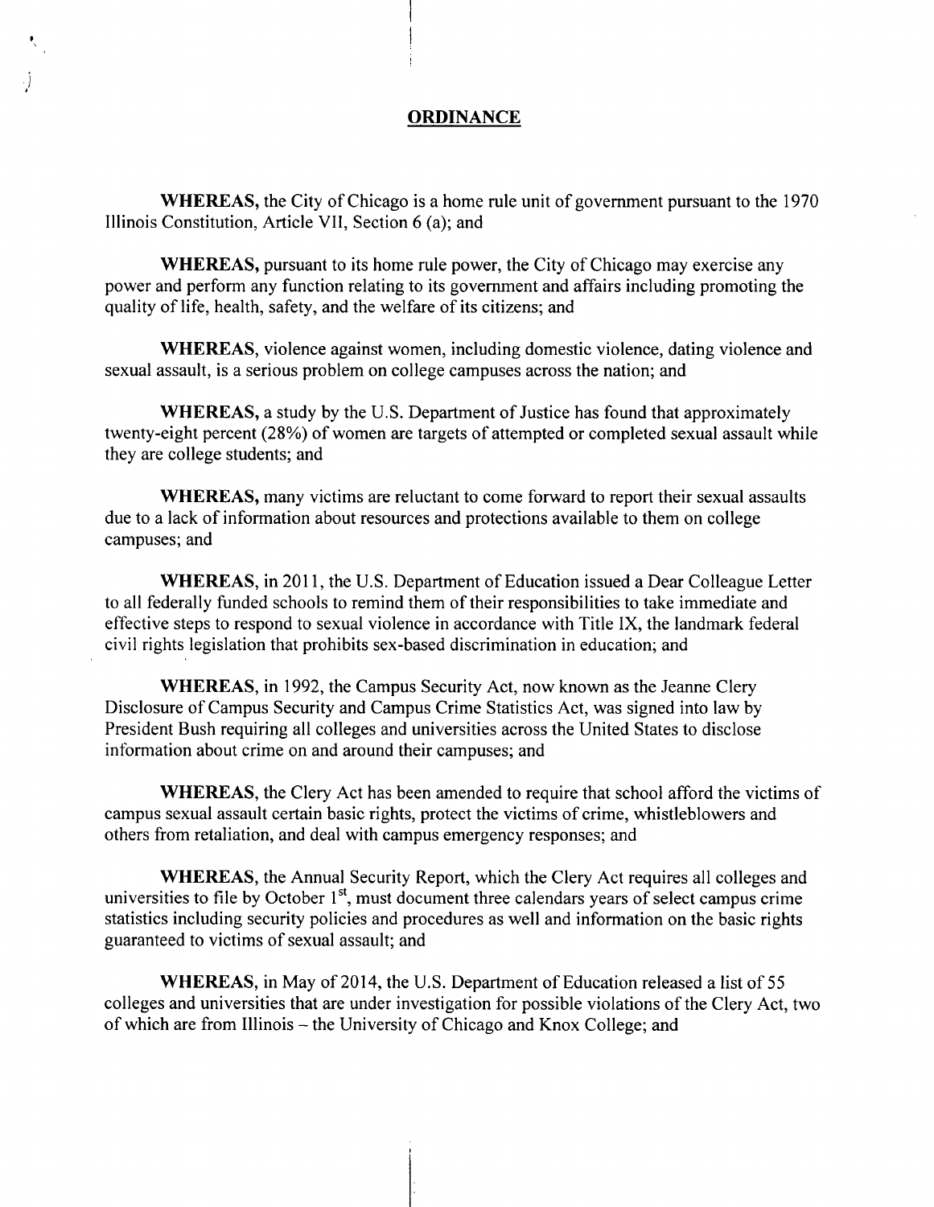## ORDINANCE

**WHEREAS,** the City of Chicago is a home rule unit of government pursuant to the 1970 Illinois Constitution, Article VII, Section 6 (a); and

**WHEREAS,** pursuant to its home rule power, the City of Chicago may exercise any power and perform any function relating to its government and affairs including promoting the quality of life, health, safety, and the welfare of its citizens; and

**WHEREAS**, violence against women, including domestic violence, dating violence and sexual assault, is a serious problem on college campuses across the nation; and

**WHEREAS,** a study by the U.S. Department of Justice has found that approximately twenty-eight percent (28%) of women are targets of attempted or completed sexual assault while they are college students; and

**WHEREAS,** many victims are reluctant to come forward to report their sexual assaults due to a lack of information about resources and protections available to them on college campuses; and

**WHEREAS,** in 2011, the U.S. Department of Education issued a Dear Colleague Letter to all federally funded schools to remind them of their responsibilities to take immediate and effective steps to respond to sexual violence in accordance with Title IX, the landmark federal civil rights legislation that prohibits sex-based discrimination in education; and

**WHEREAS,** in 1992, the Campus Security Act, now known as the Jeanne Clery Disclosure of Campus Security and Campus Crime Statistics Act, was signed into law by President Bush requiring all colleges and universities across the United States to disclose information about crime on and around their campuses; and

**WHEREAS**, the Clery Act has been amended to require that school afford the victims of campus sexual assault certain basic rights, protect the victims of crime, whistleblowers and others from retaliation, and deal with campus emergency responses; and

**WHEREAS**, the Annual Security Report, which the Clery Act requires all colleges and universities to file by October 1st, must document three calendars years of select campus crime statistics including security policies and procedures as well and information on the basic rights guaranteed to victims of sexual assault; and

**WHEREAS**, in May of 2014, the U.S. Department of Education released a list of 55 colleges and universities that are under investigation for possible violations of the Clery Act, two of which are from Illinois – the University of Chicago and Knox College; and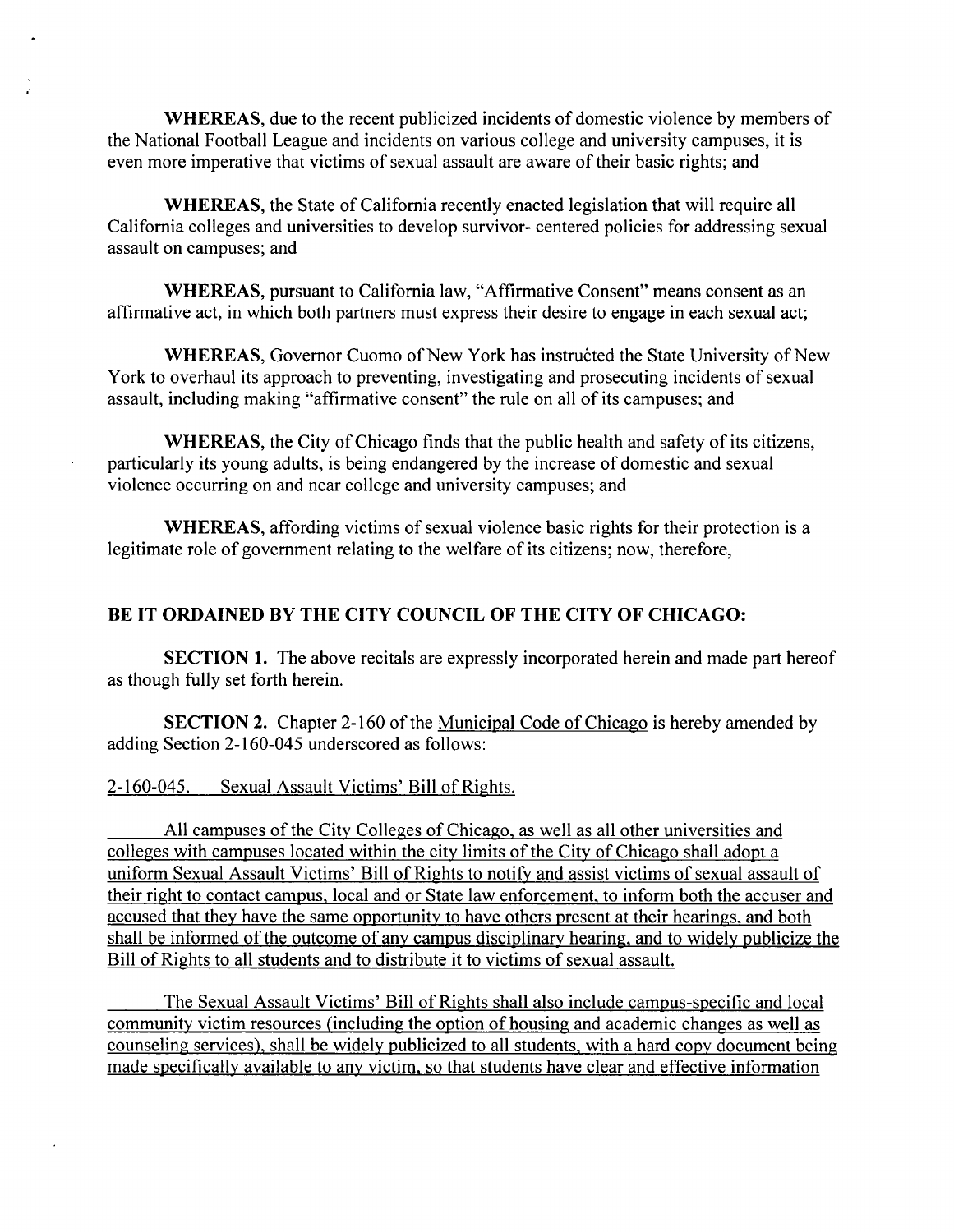**WHEREAS**, due to the recent publicized incidents of domestic violence by members of the National Football League and incidents on various college and university campuses, it is even more imperative that victims of sexual assault are aware of their basic rights; and

**WHEREAS**, the State of California recently enacted legislation that will require all California colleges and universities to develop survivor- centered policies for addressing sexual assault on campuses; and

**WHEREAS**, pursuant to California law, "Affirmative Consent" means consent as an affirmative act, in which both partners must express their desire to engage in each sexual act;

**WHEREAS**, Governor Cuomo of New York has instructed the State University of New York to overhaul its approach to preventing, investigating and prosecuting incidents of sexual assault, including making "affirmative consent" the rule on all of its campuses; and

**WHEREAS**, the City of Chicago finds that the public health and safety of its citizens, particularly its young adults, is being endangered by the increase of domestic and sexual violence occurring on and near college and university campuses; and

**WHEREAS**, affording victims of sexual violence basic rights for their protection is a legitimate role of government relating to the welfare of its citizens; now, therefore,

## BE IT ORDAINED BY THE CITY COUNCIL OF THE CITY OF CHICAGO:

**SECTION 1.** The above recitals are expressly incorporated herein and made part hereof as though fully set forth herein.

**SECTION 2.** Chapter 2-160 of the Municipal Code of Chicago is hereby amended by adding Section 2-160-045 underscored as follows:

2-160-045. Sexual Assault Victims' Bill of Rights.

All campuses of the City Colleges of Chicago, as well as all other universities and colleges with campuses located within the city limits of the City of Chicago shall adopt a uniform Sexual Assault Victims' Bill of Rights to notify and assist victims of sexual assault of their right to contact campus, local and or State law enforcement, to inform both the accuser and accused that they have the same opportunity to have others present at their hearings, and both shall be informed of the outcome of any campus disciplinary hearing, and to widely publicize the Bill of Rights to all students and to distribute it to victims of sexual assault.

The Sexual Assault Victims' Bill of Rights shall also include campus-specific and local community victim resources (including the option of housing and academic changes as well as counseling services), shall be widely publicized to all students, with a hard copy document being made specifically available to any victim, so that students have clear and effective information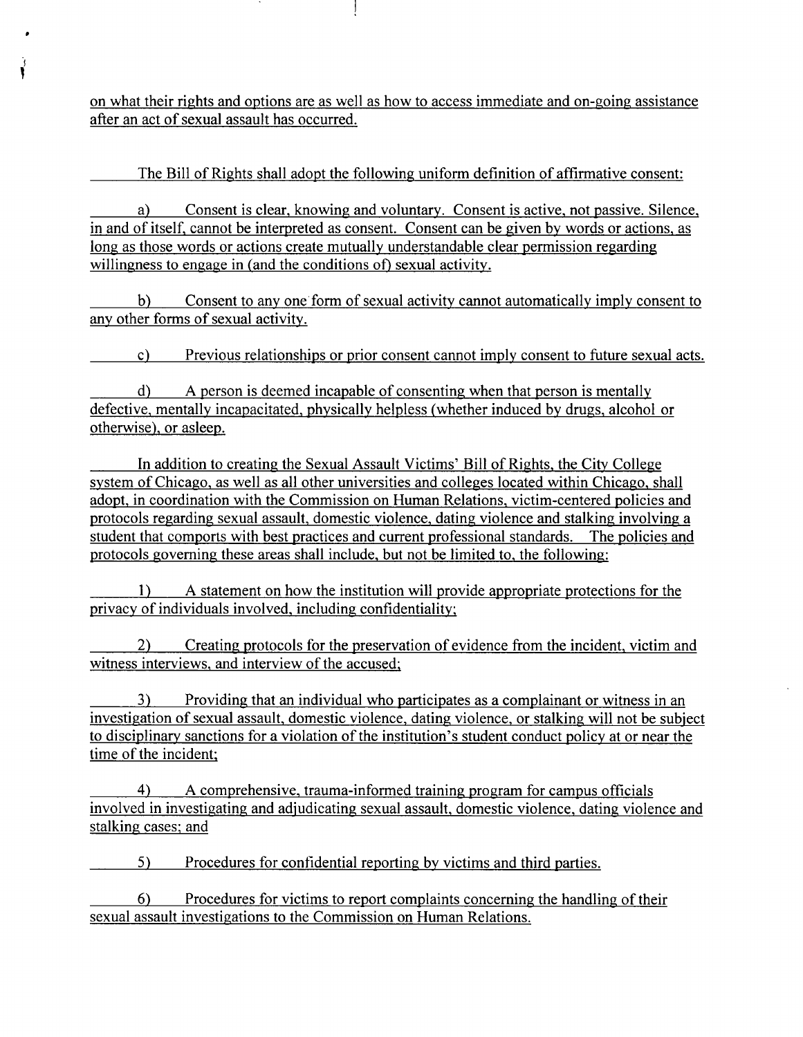on what their rights and options are as well as how to access immediate and on-going assistance after an act of sexual assault has occurred.

The Bill of Rights shall adopt the following uniform definition of affirmative consent:

a) Consent is clear, knowing and voluntary. Consent is active, not passive. Silence, in and of itself, cannot be interpreted as consent. Consent can be given by words or actions, as long as those words or actions create mutually understandable clear permission regarding willingness to engage in (and the conditions of) sexual activity.

b) Consent to any one form of sexual activity cannot automatically imply consent to any other forms of sexual activity.

c) Previous relationships or prior consent cannot imply consent to future sexual acts.

d) A person is deemed incapable of consenting when that person is mentally defective, mentally incapacitated, physically helpless (whether induced by drugs, alcohol or otherwise), or asleep.

In addition to creating the Sexual Assault Victims' Bill of Rights, the City College system of Chicago, as well as all other universities and colleges located within Chicago, shall adopt, in coordination with the Commission on Human Relations, victim-centered policies and protocols regarding sexual assault, domestic violence, dating violence and stalking involving a student that comports with best practices and current professional standards. The policies and protocols governing these areas shall include, but not be limited to, the following:

1) A statement on how the institution will provide appropriate protections for the privacy of individuals involved, including confidentiality;

2) Creating protocols for the preservation of evidence from the incident, victim and witness interviews, and interview of the accused;

3) Providing that an individual who participates as a complainant or witness in an investigation of sexual assault, domestic violence, dating violence, or stalking will not be subject to disciplinary sanctions for a violation of the institution's student conduct policy at or near the time of the incident;

4) A comprehensive, trauma-informed training program for campus officials involved in investigating and adjudicating sexual assault, domestic violence, dating violence and stalking cases; and

5) Procedures for confidential reporting by victims and third parties.

6) Procedures for victims to report complaints concerning the handling of their sexual assault investigations to the Commission on Human Relations.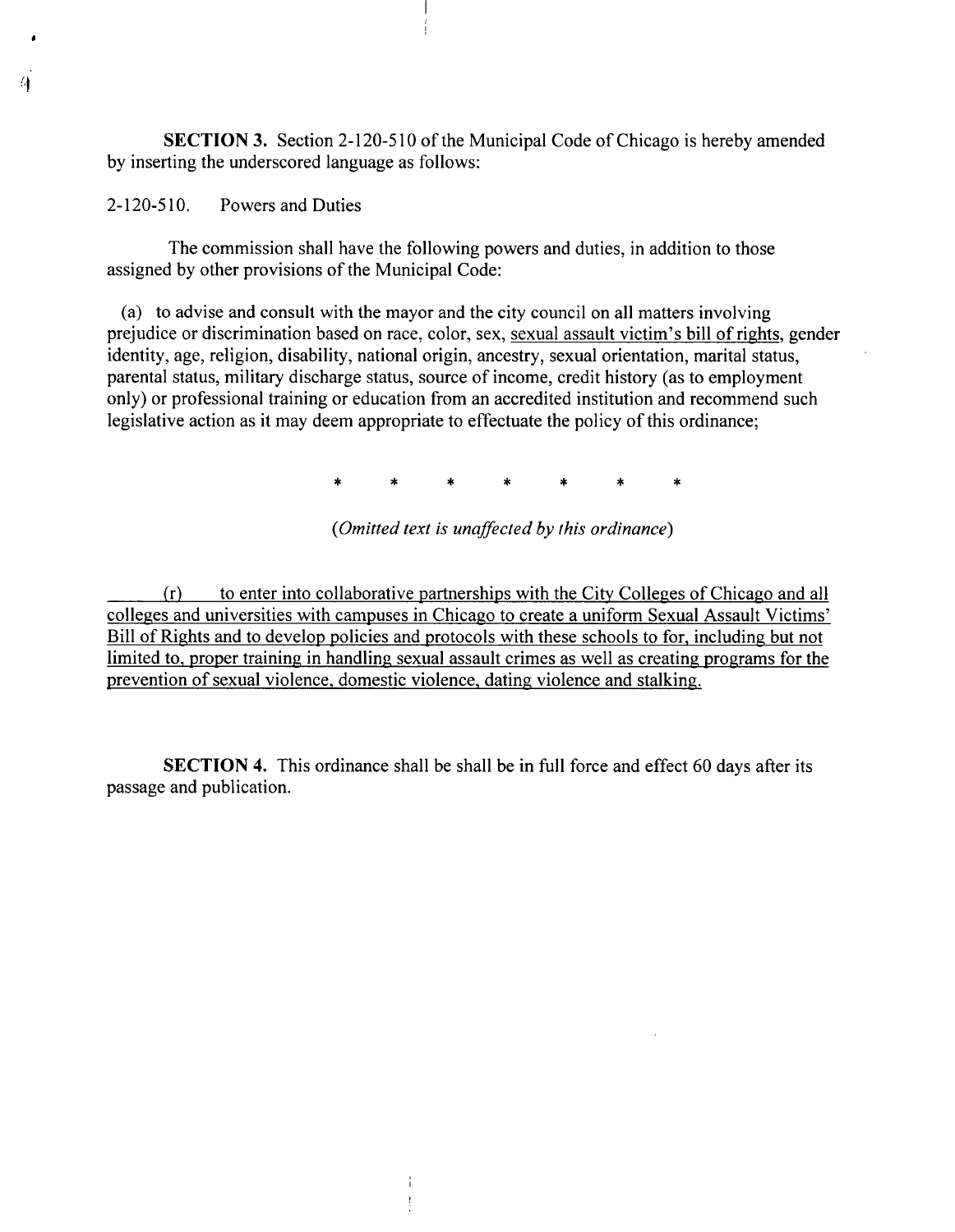**SECTION 3.** Section 2-120-510 of the Municipal Code of Chicago is hereby amended by inserting the underscored language as follows:

2-120-510. Powers and Duties

The commission shall have the following powers and duties, in addition to those assigned by other provisions of the Municipal Code:

(a) to advise and consult with the mayor and the city council on all matters involving prejudice or discrimination based on race, color, sex, <u>sexual assault victim's bill of rights</u>, gender identity, age, religion, disability, national origin, ancestry, sexual orientation, marital status, parental status, military discharge status, source of income, credit history (as to employment only) or professional training or education from an accredited institution and recommend such legislative action as it may deem appropriate to effectuate the policy of this ordinance;

\* \* \* \* \* \* \*

*(Omitted text is unaffected by this ordinance)*

<u>(r) to enter into collaborative partnerships with the City Colleges of Chicago and all colleges and universities with campuses in Chicago to create a uniform Sexual Assault Victims' Bill of Rights and to develop policies and protocols with these schools to for, including but not limited to, proper training in handling sexual assault crimes as well as creating programs for the prevention of sexual violence, domestic violence, dating violence and stalking.</u>

**SECTION 4.** This ordinance shall be shall be in full force and effect 60 days after its passage and publication.